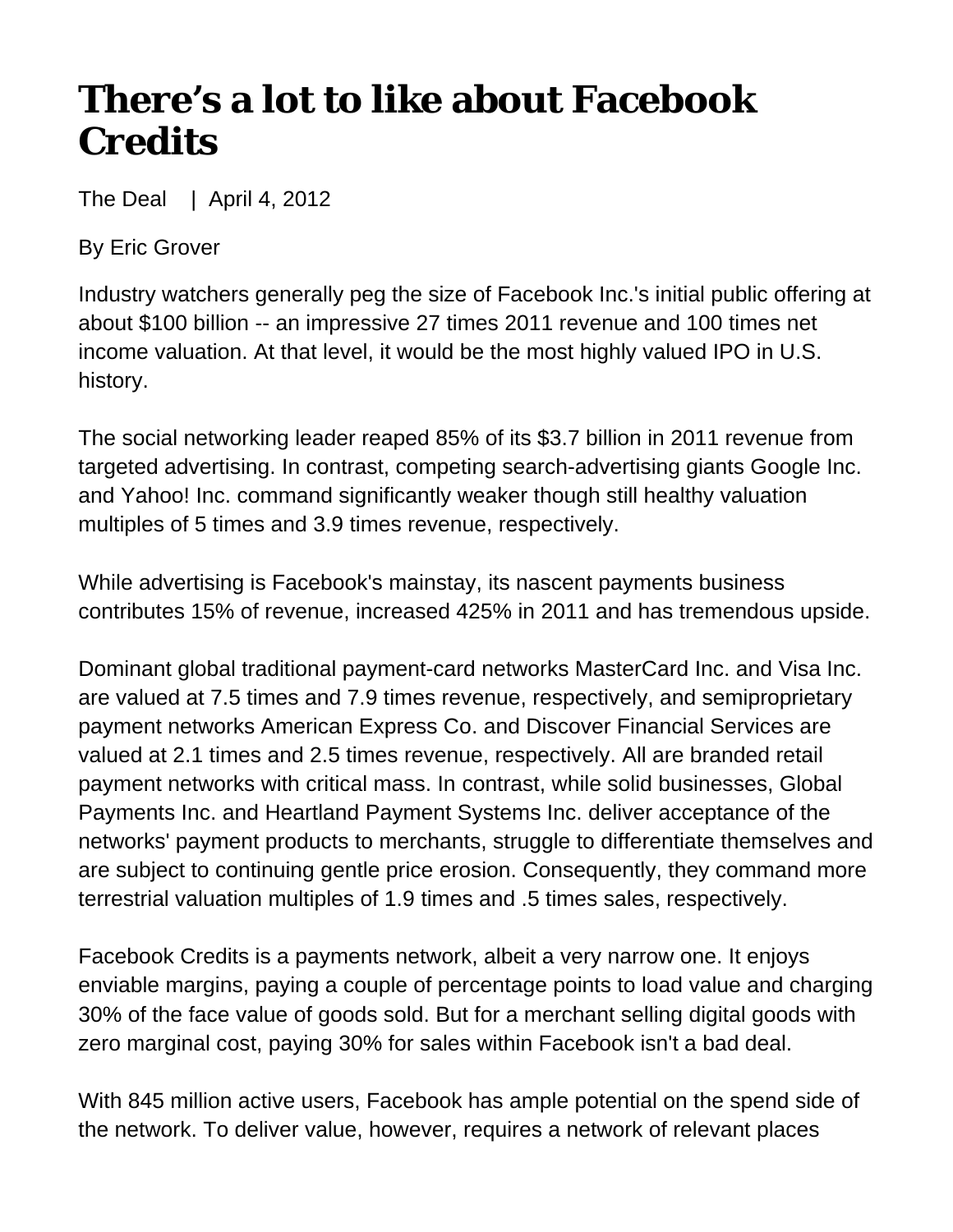# There's a lot to like about Facebook Credits

The Deal | April 4, 2012

By Eric Grover

Industry watchers generally peg the size of Facebook Inc.'s initial public offering at about $100 billion -- an impressive 27 times 2011 revenue and 100 times net income valuation. At that level, it would be the most highly valued IPO in U.S. history.

The social networking leader reaped 85% of its $3.7 billion in 2011 revenue from targeted advertising. In contrast, competing search-advertising giants Google Inc. and Yahoo! Inc. command significantly weaker though still healthy valuation multiples of 5 times and 3.9 times revenue, respectively.

While advertising is Facebook's mainstay, its nascent payments business contributes 15% of revenue, increased 425% in 2011 and has tremendous upside.

Dominant global traditional payment-card networks MasterCard Inc. and Visa Inc. are valued at 7.5 times and 7.9 times revenue, respectively, and semiproprietary payment networks American Express Co. and Discover Financial Services are valued at 2.1 times and 2.5 times revenue, respectively. All are branded retail payment networks with critical mass. In contrast, while solid businesses, Global Payments Inc. and Heartland Payment Systems Inc. deliver acceptance of the networks' payment products to merchants, struggle to differentiate themselves and are subject to continuing gentle price erosion. Consequently, they command more terrestrial valuation multiples of 1.9 times and .5 times sales, respectively.

Facebook Credits is a payments network, albeit a very narrow one. It enjoys enviable margins, paying a couple of percentage points to load value and charging 30% of the face value of goods sold. But for a merchant selling digital goods with zero marginal cost, paying 30% for sales within Facebook isn't a bad deal.

With 845 million active users, Facebook has ample potential on the spend side of the network. To deliver value, however, requires a network of relevant places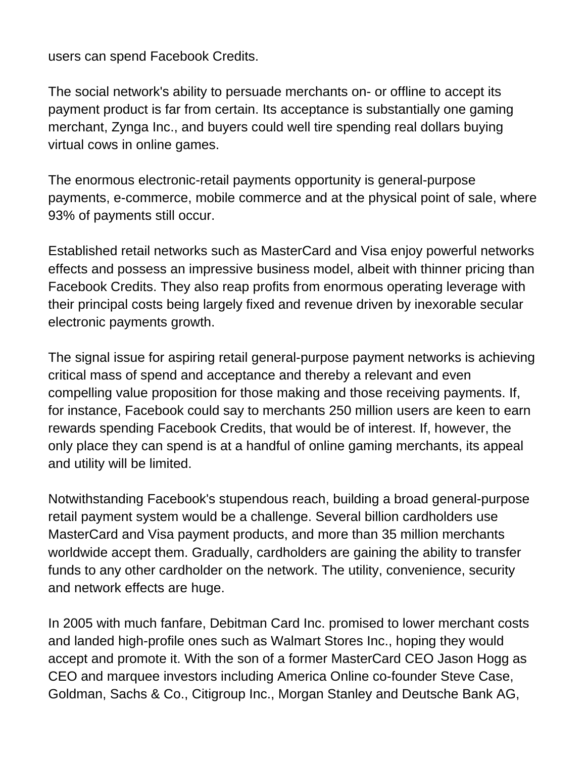users can spend Facebook Credits.

The social network's ability to persuade merchants on- or offline to accept its payment product is far from certain. Its acceptance is substantially one gaming merchant, Zynga Inc., and buyers could well tire spending real dollars buying virtual cows in online games.

The enormous electronic-retail payments opportunity is general-purpose payments, e-commerce, mobile commerce and at the physical point of sale, where 93% of payments still occur.

Established retail networks such as MasterCard and Visa enjoy powerful networks effects and possess an impressive business model, albeit with thinner pricing than Facebook Credits. They also reap profits from enormous operating leverage with their principal costs being largely fixed and revenue driven by inexorable secular electronic payments growth.

The signal issue for aspiring retail general-purpose payment networks is achieving critical mass of spend and acceptance and thereby a relevant and even compelling value proposition for those making and those receiving payments. If, for instance, Facebook could say to merchants 250 million users are keen to earn rewards spending Facebook Credits, that would be of interest. If, however, the only place they can spend is at a handful of online gaming merchants, its appeal and utility will be limited.

Notwithstanding Facebook's stupendous reach, building a broad general-purpose retail payment system would be a challenge. Several billion cardholders use MasterCard and Visa payment products, and more than 35 million merchants worldwide accept them. Gradually, cardholders are gaining the ability to transfer funds to any other cardholder on the network. The utility, convenience, security and network effects are huge.

In 2005 with much fanfare, Debitman Card Inc. promised to lower merchant costs and landed high-profile ones such as Walmart Stores Inc., hoping they would accept and promote it. With the son of a former MasterCard CEO Jason Hogg as CEO and marquee investors including America Online co-founder Steve Case, Goldman, Sachs & Co., Citigroup Inc., Morgan Stanley and Deutsche Bank AG,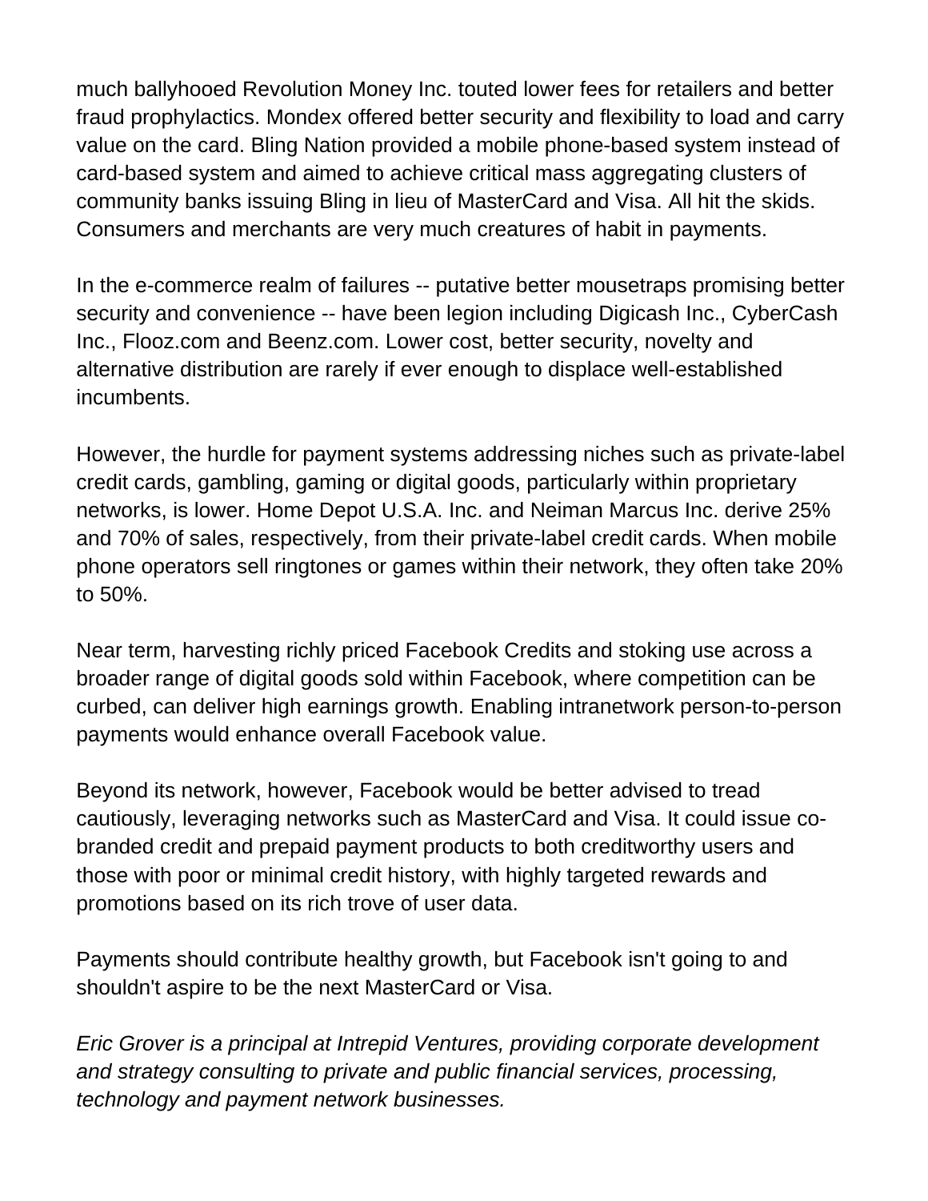much ballyhooed Revolution Money Inc. touted lower fees for retailers and better fraud prophylactics. Mondex offered better security and flexibility to load and carry value on the card. Bling Nation provided a mobile phone-based system instead of card-based system and aimed to achieve critical mass aggregating clusters of community banks issuing Bling in lieu of MasterCard and Visa. All hit the skids. Consumers and merchants are very much creatures of habit in payments.

In the e-commerce realm of failures -- putative better mousetraps promising better security and convenience -- have been legion including Digicash Inc., CyberCash Inc., Flooz.com and Beenz.com. Lower cost, better security, novelty and alternative distribution are rarely if ever enough to displace well-established incumbents.

However, the hurdle for payment systems addressing niches such as private-label credit cards, gambling, gaming or digital goods, particularly within proprietary networks, is lower. Home Depot U.S.A. Inc. and Neiman Marcus Inc. derive 25% and 70% of sales, respectively, from their private-label credit cards. When mobile phone operators sell ringtones or games within their network, they often take 20% to 50%.

Near term, harvesting richly priced Facebook Credits and stoking use across a broader range of digital goods sold within Facebook, where competition can be curbed, can deliver high earnings growth. Enabling intranetwork person-to-person payments would enhance overall Facebook value.

Beyond its network, however, Facebook would be better advised to tread cautiously, leveraging networks such as MasterCard and Visa. It could issue co-branded credit and prepaid payment products to both creditworthy users and those with poor or minimal credit history, with highly targeted rewards and promotions based on its rich trove of user data.

Payments should contribute healthy growth, but Facebook isn't going to and shouldn't aspire to be the next MasterCard or Visa.

*Eric Grover is a principal at Intrepid Ventures, providing corporate development and strategy consulting to private and public financial services, processing, technology and payment network businesses.*